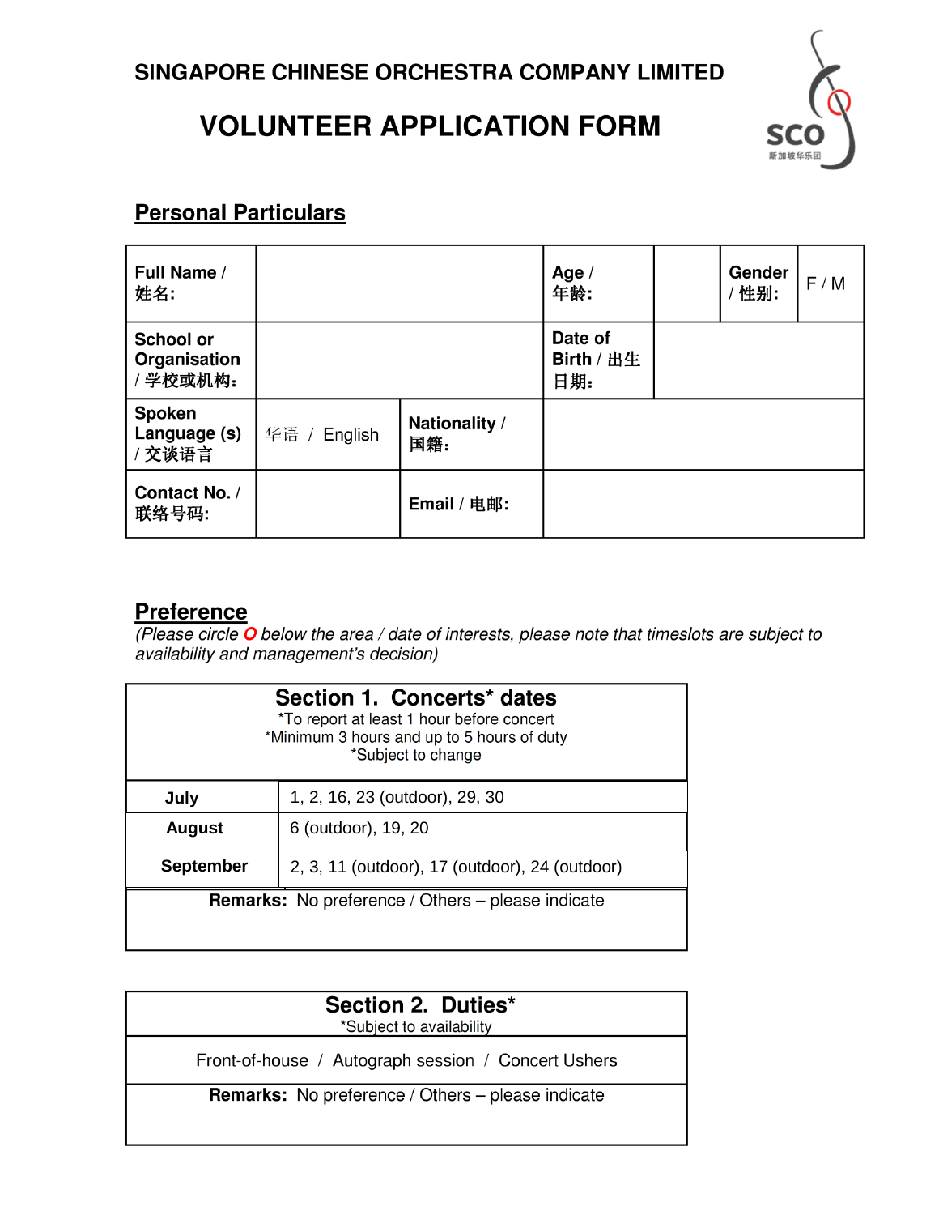SINGAPORE CHINESE ORCHESTRA COMPANY LIMITED

# VOLUNTEER APPLICATION FORM

## Personal Particulars

| **Full Name / 姓名:** | | | **Age / 年龄:** | | **Gender / 性别:** | F / M |
|---|---|---|---|---|---|---|
| **School or Organisation / 学校或机构:** | | | **Date of Birth / 出生日期:** | | | |
| **Spoken Language (s) / 交谈语言** | 华语 / English | **Nationality / 国籍:** | | | | |
| **Contact No. / 联络号码:** | | **Email / 电邮:** | | | | |

## Preference

*(Please circle **O** below the area / date of interests, please note that timeslots are subject to availability and management's decision)*

| **Section 1. Concerts* dates**<br>*To report at least 1 hour before concert<br>*Minimum 3 hours and up to 5 hours of duty<br>*Subject to change | |
|---|---|
| **July** | 1, 2, 16, 23 (outdoor), 29, 30 |
| **August** | 6 (outdoor), 19, 20 |
| **September** | 2, 3, 11 (outdoor), 17 (outdoor), 24 (outdoor) |
| **Remarks:** No preference / Others – please indicate | |

| **Section 2. Duties***<br>*Subject to availability |
|---|
| Front-of-house / Autograph session / Concert Ushers |
| **Remarks:** No preference / Others – please indicate |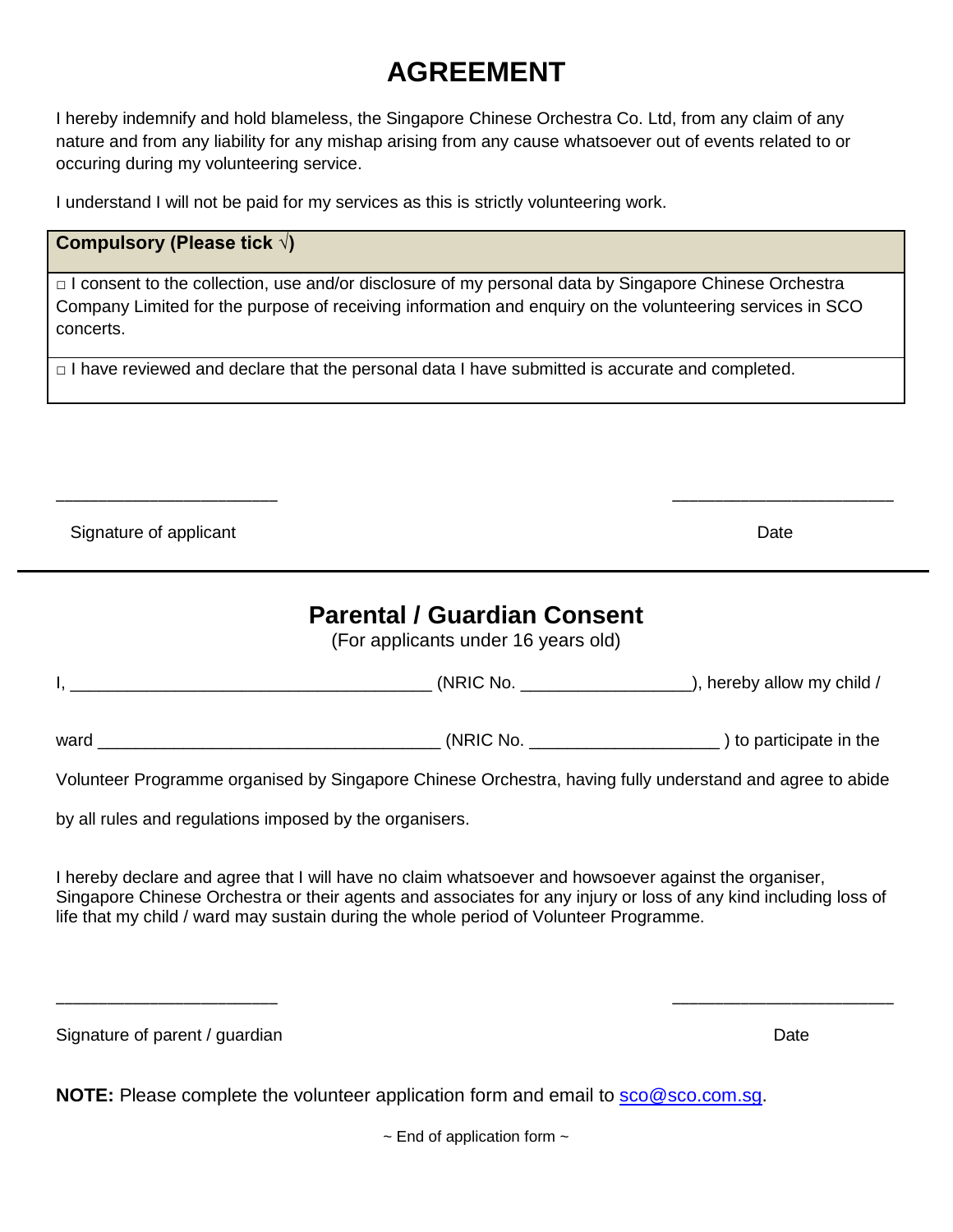# AGREEMENT

I hereby indemnify and hold blameless, the Singapore Chinese Orchestra Co. Ltd, from any claim of any nature and from any liability for any mishap arising from any cause whatsoever out of events related to or occuring during my volunteering service.

I understand I will not be paid for my services as this is strictly volunteering work.

| **Compulsory (Please tick √)** |
| --- |
| □ I consent to the collection, use and/or disclosure of my personal data by Singapore Chinese Orchestra Company Limited for the purpose of receiving information and enquiry on the volunteering services in SCO concerts. |
| □ I have reviewed and declare that the personal data I have submitted is accurate and completed. |

\_\_\_\_\_\_\_\_\_\_\_\_\_\_\_\_\_\_\_\_\_\_\_\_ \_\_\_\_\_\_\_\_\_\_\_\_\_\_\_\_\_\_\_\_\_\_\_\_

Signature of applicant Date

---

## Parental / Guardian Consent

(For applicants under 16 years old)

I, \_\_\_\_\_\_\_\_\_\_\_\_\_\_\_\_\_\_\_\_\_\_\_\_\_\_\_\_\_\_\_\_\_\_\_\_\_\_ (NRIC No. \_\_\_\_\_\_\_\_\_\_\_\_\_\_\_\_\_\_), hereby allow my child /

ward \_\_\_\_\_\_\_\_\_\_\_\_\_\_\_\_\_\_\_\_\_\_\_\_\_\_\_\_\_\_\_\_\_\_\_\_\_\_ (NRIC No. \_\_\_\_\_\_\_\_\_\_\_\_\_\_\_\_\_\_\_\_ ) to participate in the

Volunteer Programme organised by Singapore Chinese Orchestra, having fully understand and agree to abide

by all rules and regulations imposed by the organisers.

I hereby declare and agree that I will have no claim whatsoever and howsoever against the organiser, Singapore Chinese Orchestra or their agents and associates for any injury or loss of any kind including loss of life that my child / ward may sustain during the whole period of Volunteer Programme.

\_\_\_\_\_\_\_\_\_\_\_\_\_\_\_\_\_\_\_\_\_\_\_\_ \_\_\_\_\_\_\_\_\_\_\_\_\_\_\_\_\_\_\_\_\_\_\_\_

Signature of parent / guardian Date

**NOTE:** Please complete the volunteer application form and email to sco@sco.com.sg.

~ End of application form ~